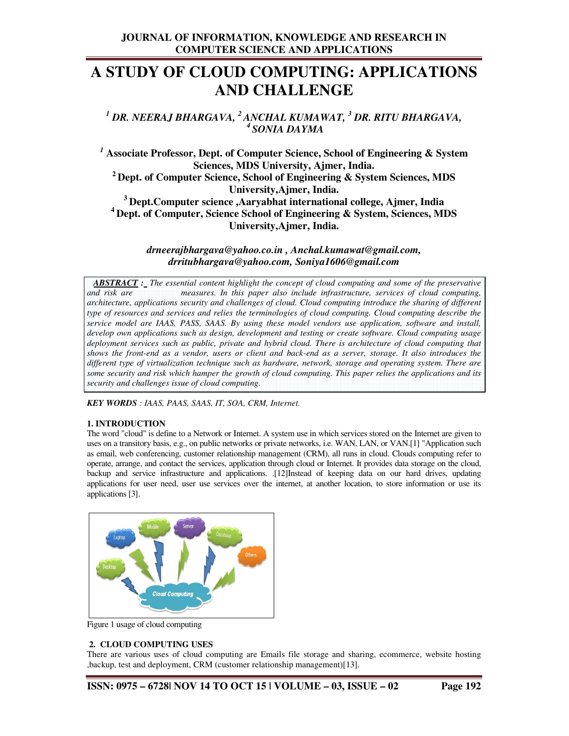# A STUDY OF CLOUD COMPUTING: APPLICATIONS AND CHALLENGE

***[1] DR. NEERAJ BHARGAVA, [2] ANCHAL KUMAWAT, [3] DR. RITU BHARGAVA, [4] SONIA DAYMA***

**[1] Associate Professor, Dept. of Computer Science, School of Engineering & System Sciences, MDS University, Ajmer, India.**
**[2] Dept. of Computer Science, School of Engineering & System Sciences, MDS University,Ajmer, India.**
**[3] Dept.Computer science ,Aaryabhat international college, Ajmer, India**
**[4] Dept. of Computer, Science School of Engineering & System, Sciences, MDS University,Ajmer, India.**

***drneerajbhargava@yahoo.co.in , Anchal.kumawat@gmail.com, drritubhargava@yahoo.com, Soniya1606@gmail.com***

***ABSTRACT :*** *The essential content highlight the concept of cloud computing and some of the preservative and risk are measures. In this paper also include infrastructure, services of cloud computing, architecture, applications security and challenges of cloud. Cloud computing introduce the sharing of different type of resources and services and relies the terminologies of cloud computing. Cloud computing describe the service model are IAAS, PASS, SAAS. By using these model vendors use application, software and install, develop own applications such as design, development and testing or create software. Cloud computing usage deployment services such as public, private and hybrid cloud. There is architecture of cloud computing that shows the front-end as a vendor, users or client and back-end as a server, storage. It also introduces the different type of virtualization technique such as hardware, network, storage and operating system. There are some security and risk which hamper the growth of cloud computing. This paper relies the applications and its security and challenges issue of cloud computing.*

***KEY WORDS*** *: IAAS, PAAS, SAAS, IT, SOA, CRM, Internet.*

## 1. INTRODUCTION

The word "cloud" is define to a Network or Internet. A system use in which services stored on the Internet are given to uses on a transitory basis, e.g., on public networks or private networks, i.e. WAN, LAN, or VAN.[1] "Application such as email, web conferencing, customer relationship management (CRM), all runs in cloud. Clouds computing refer to operate, arrange, and contact the services, application through cloud or Internet. It provides data storage on the cloud, backup and service infrastructure and applications. .[12]Instead of keeping data on our hard drives, updating applications for user need, user use services over the internet, at another location, to store information or use its applications [3].

Figure 1 usage of cloud computing

## 2. CLOUD COMPUTING USES

There are various uses of cloud computing are Emails file storage and sharing, ecommerce, website hosting ,backup, test and deployment, CRM (customer relationship management)[13].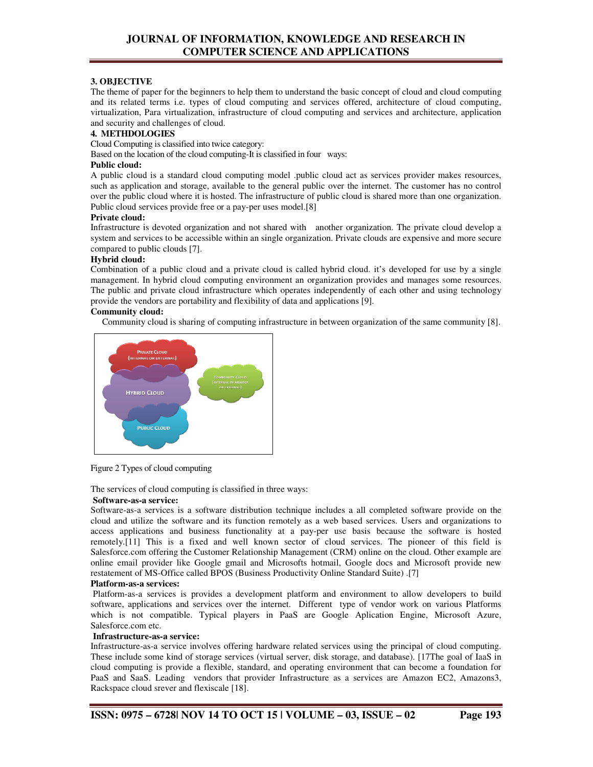## 3. OBJECTIVE

The theme of paper for the beginners to help them to understand the basic concept of cloud and cloud computing and its related terms i.e. types of cloud computing and services offered, architecture of cloud computing, virtualization, Para virtualization, infrastructure of cloud computing and services and architecture, application and security and challenges of cloud.

## 4. METHDOLOGIES

Cloud Computing is classified into twice category:

Based on the location of the cloud computing-It is classified in four ways:

**Public cloud:**

A public cloud is a standard cloud computing model .public cloud act as services provider makes resources, such as application and storage, available to the general public over the internet. The customer has no control over the public cloud where it is hosted. The infrastructure of public cloud is shared more than one organization. Public cloud services provide free or a pay-per uses model.[8]

**Private cloud:**

Infrastructure is devoted organization and not shared with another organization. The private cloud develop a system and services to be accessible within an single organization. Private clouds are expensive and more secure compared to public clouds [7].

**Hybrid cloud:**

Combination of a public cloud and a private cloud is called hybrid cloud. it's developed for use by a single management. In hybrid cloud computing environment an organization provides and manages some resources. The public and private cloud infrastructure which operates independently of each other and using technology provide the vendors are portability and flexibility of data and applications [9].

**Community cloud:**

Community cloud is sharing of computing infrastructure in between organization of the same community [8].

Figure 2 Types of cloud computing

The services of cloud computing is classified in three ways:

**Software-as-a service:**

Software-as-a services is a software distribution technique includes a all completed software provide on the cloud and utilize the software and its function remotely as a web based services. Users and organizations to access applications and business functionality at a pay-per use basis because the software is hosted remotely.[11] This is a fixed and well known sector of cloud services. The pioneer of this field is Salesforce.com offering the Customer Relationship Management (CRM) online on the cloud. Other example are online email provider like Google gmail and Microsofts hotmail, Google docs and Microsoft provide new restatement of MS-Office called BPOS (Business Productivity Online Standard Suite) .[7]

**Platform-as-a services:**

Platform-as-a services is provides a development platform and environment to allow developers to build software, applications and services over the internet. Different type of vendor work on various Platforms which is not compatible. Typical players in PaaS are Google Aplication Engine, Microsoft Azure, Salesforce.com etc.

**Infrastructure-as-a service:**

Infrastructure-as-a service involves offering hardware related services using the principal of cloud computing. These include some kind of storage services (virtual server, disk storage, and database). [17The goal of IaaS in cloud computing is provide a flexible, standard, and operating environment that can become a foundation for PaaS and SaaS. Leading vendors that provider Infrastructure as a services are Amazon EC2, Amazons3, Rackspace cloud srever and flexiscale [18].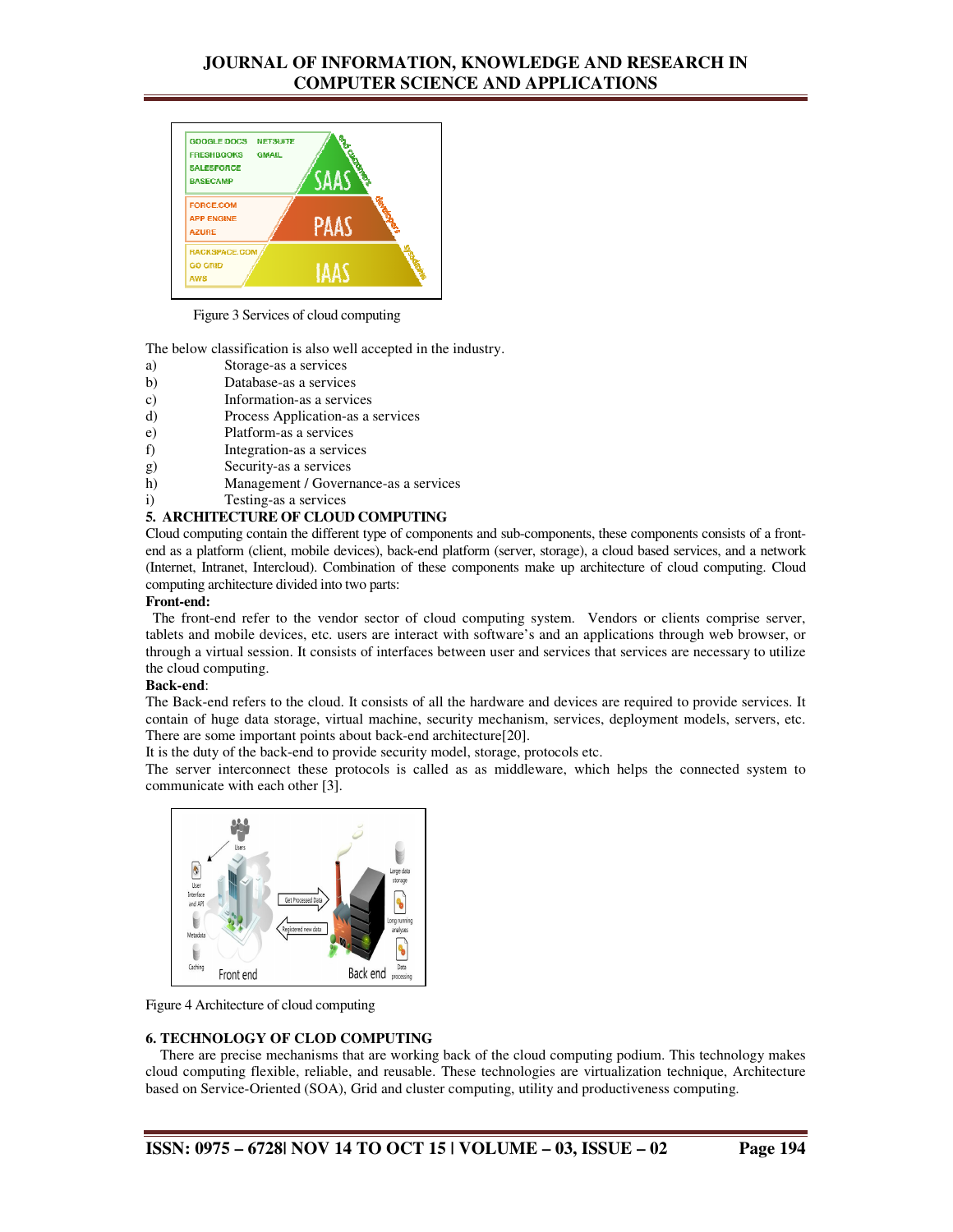Figure 3 Services of cloud computing

The below classification is also well accepted in the industry.

a) Storage-as a services
b) Database-as a services
c) Information-as a services
d) Process Application-as a services
e) Platform-as a services
f) Integration-as a services
g) Security-as a services
h) Management / Governance-as a services
i) Testing-as a services

## 5. ARCHITECTURE OF CLOUD COMPUTING

Cloud computing contain the different type of components and sub-components, these components consists of a front-end as a platform (client, mobile devices), back-end platform (server, storage), a cloud based services, and a network (Internet, Intranet, Intercloud). Combination of these components make up architecture of cloud computing. Cloud computing architecture divided into two parts:

**Front-end:**

The front-end refer to the vendor sector of cloud computing system. Vendors or clients comprise server, tablets and mobile devices, etc. users are interact with software's and an applications through web browser, or through a virtual session. It consists of interfaces between user and services that services are necessary to utilize the cloud computing.

**Back-end**:

The Back-end refers to the cloud. It consists of all the hardware and devices are required to provide services. It contain of huge data storage, virtual machine, security mechanism, services, deployment models, servers, etc. There are some important points about back-end architecture[20].

It is the duty of the back-end to provide security model, storage, protocols etc.

The server interconnect these protocols is called as as middleware, which helps the connected system to communicate with each other [3].

Figure 4 Architecture of cloud computing

## 6. TECHNOLOGY OF CLOD COMPUTING

There are precise mechanisms that are working back of the cloud computing podium. This technology makes cloud computing flexible, reliable, and reusable. These technologies are virtualization technique, Architecture based on Service-Oriented (SOA), Grid and cluster computing, utility and productiveness computing.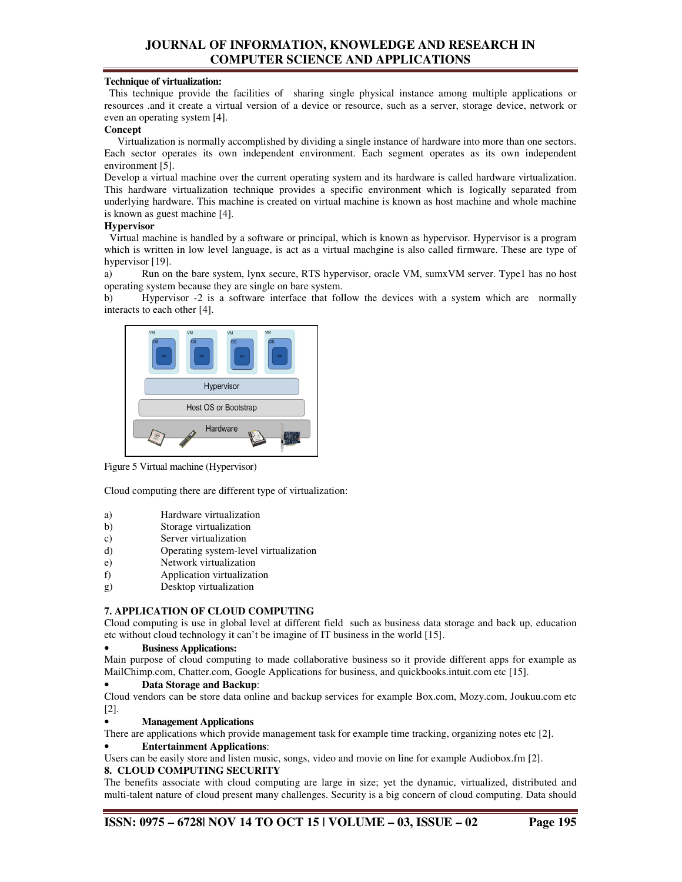**Technique of virtualization:**

This technique provide the facilities of sharing single physical instance among multiple applications or resources .and it create a virtual version of a device or resource, such as a server, storage device, network or even an operating system [4].

**Concept**

Virtualization is normally accomplished by dividing a single instance of hardware into more than one sectors. Each sector operates its own independent environment. Each segment operates as its own independent environment [5].

Develop a virtual machine over the current operating system and its hardware is called hardware virtualization. This hardware virtualization technique provides a specific environment which is logically separated from underlying hardware. This machine is created on virtual machine is known as host machine and whole machine is known as guest machine [4].

**Hypervisor**

Virtual machine is handled by a software or principal, which is known as hypervisor. Hypervisor is a program which is written in low level language, is act as a virtual machgine is also called firmware. These are type of hypervisor [19].

a) Run on the bare system, lynx secure, RTS hypervisor, oracle VM, sumxVM server. Type1 has no host operating system because they are single on bare system.

b) Hypervisor -2 is a software interface that follow the devices with a system which are normally interacts to each other [4].

Figure 5 Virtual machine (Hypervisor)

Cloud computing there are different type of virtualization:

a) Hardware virtualization
b) Storage virtualization
c) Server virtualization
d) Operating system-level virtualization
e) Network virtualization
f) Application virtualization
g) Desktop virtualization

## 7. APPLICATION OF CLOUD COMPUTING

Cloud computing is use in global level at different field such as business data storage and back up, education etc without cloud technology it can't be imagine of IT business in the world [15].

- **Business Applications:**

Main purpose of cloud computing to made collaborative business so it provide different apps for example as MailChimp.com, Chatter.com, Google Applications for business, and quickbooks.intuit.com etc [15].

- **Data Storage and Backup**:

Cloud vendors can be store data online and backup services for example Box.com, Mozy.com, Joukuu.com etc [2].

- **Management Applications**

There are applications which provide management task for example time tracking, organizing notes etc [2].

- **Entertainment Applications**:

Users can be easily store and listen music, songs, video and movie on line for example Audiobox.fm [2].

## 8. CLOUD COMPUTING SECURITY

The benefits associate with cloud computing are large in size; yet the dynamic, virtualized, distributed and multi-talent nature of cloud present many challenges. Security is a big concern of cloud computing. Data should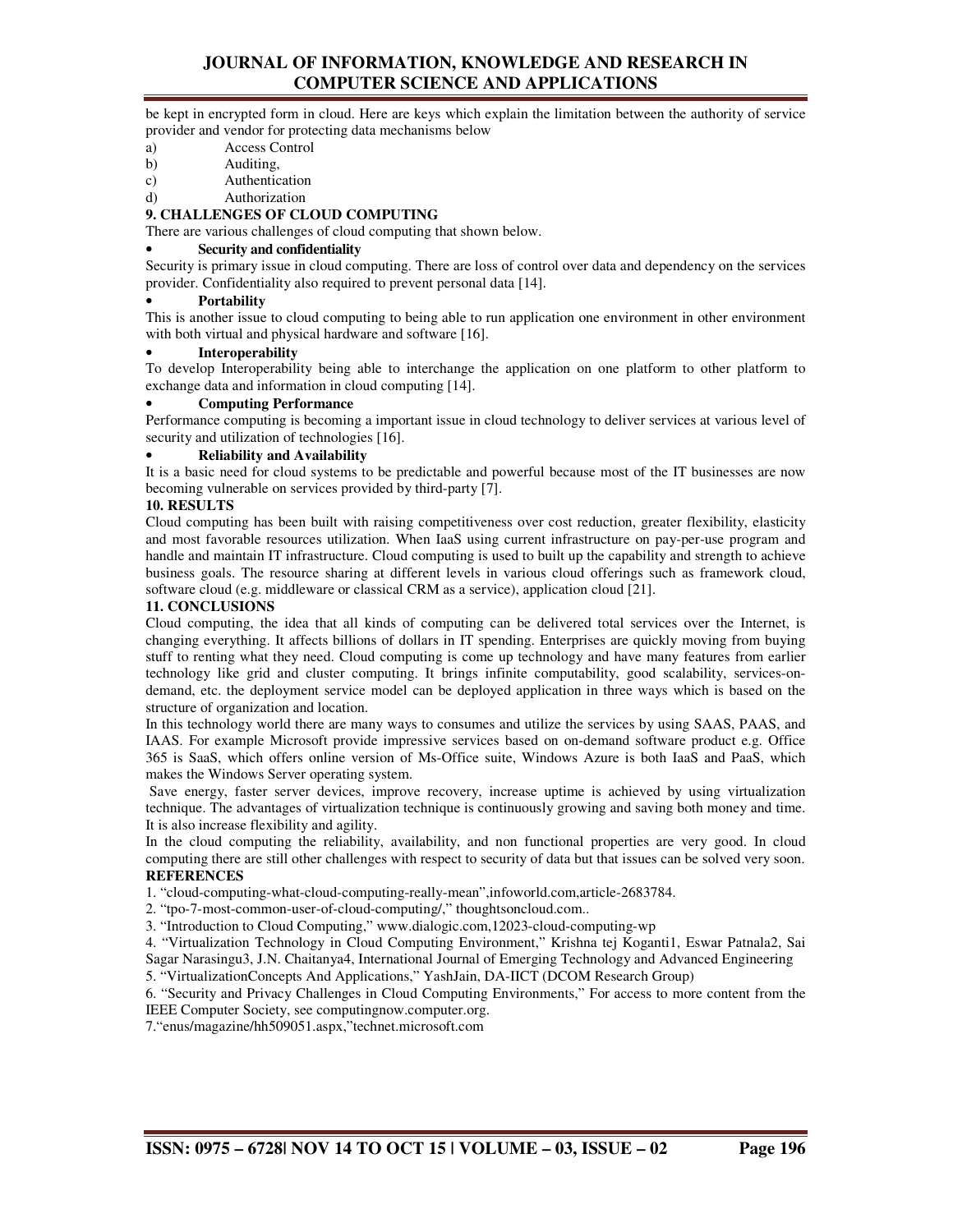be kept in encrypted form in cloud. Here are keys which explain the limitation between the authority of service provider and vendor for protecting data mechanisms below

a) Access Control
b) Auditing,
c) Authentication
d) Authorization

## 9. CHALLENGES OF CLOUD COMPUTING

There are various challenges of cloud computing that shown below.

- **Security and confidentiality**

Security is primary issue in cloud computing. There are loss of control over data and dependency on the services provider. Confidentiality also required to prevent personal data [14].

- **Portability**

This is another issue to cloud computing to being able to run application one environment in other environment with both virtual and physical hardware and software [16].

- **Interoperability**

To develop Interoperability being able to interchange the application on one platform to other platform to exchange data and information in cloud computing [14].

- **Computing Performance**

Performance computing is becoming a important issue in cloud technology to deliver services at various level of security and utilization of technologies [16].

- **Reliability and Availability**

It is a basic need for cloud systems to be predictable and powerful because most of the IT businesses are now becoming vulnerable on services provided by third-party [7].

## 10. RESULTS

Cloud computing has been built with raising competitiveness over cost reduction, greater flexibility, elasticity and most favorable resources utilization. When IaaS using current infrastructure on pay-per-use program and handle and maintain IT infrastructure. Cloud computing is used to built up the capability and strength to achieve business goals. The resource sharing at different levels in various cloud offerings such as framework cloud, software cloud (e.g. middleware or classical CRM as a service), application cloud [21].

## 11. CONCLUSIONS

Cloud computing, the idea that all kinds of computing can be delivered total services over the Internet, is changing everything. It affects billions of dollars in IT spending. Enterprises are quickly moving from buying stuff to renting what they need. Cloud computing is come up technology and have many features from earlier technology like grid and cluster computing. It brings infinite computability, good scalability, services-on-demand, etc. the deployment service model can be deployed application in three ways which is based on the structure of organization and location.

In this technology world there are many ways to consumes and utilize the services by using SAAS, PAAS, and IAAS. For example Microsoft provide impressive services based on on-demand software product e.g. Office 365 is SaaS, which offers online version of Ms-Office suite, Windows Azure is both IaaS and PaaS, which makes the Windows Server operating system.

Save energy, faster server devices, improve recovery, increase uptime is achieved by using virtualization technique. The advantages of virtualization technique is continuously growing and saving both money and time. It is also increase flexibility and agility.

In the cloud computing the reliability, availability, and non functional properties are very good. In cloud computing there are still other challenges with respect to security of data but that issues can be solved very soon.

## REFERENCES

1. "cloud-computing-what-cloud-computing-really-mean",infoworld.com,article-2683784.
2. "tpo-7-most-common-user-of-cloud-computing/," thoughtsoncloud.com..
3. "Introduction to Cloud Computing," www.dialogic.com,12023-cloud-computing-wp
4. "Virtualization Technology in Cloud Computing Environment," Krishna tej Koganti1, Eswar Patnala2, Sai Sagar Narasingu3, J.N. Chaitanya4, International Journal of Emerging Technology and Advanced Engineering
5. "VirtualizationConcepts And Applications," YashJain, DA-IICT (DCOM Research Group)
6. "Security and Privacy Challenges in Cloud Computing Environments," For access to more content from the IEEE Computer Society, see computingnow.computer.org.
7. "enus/magazine/hh509051.aspx,"technet.microsoft.com